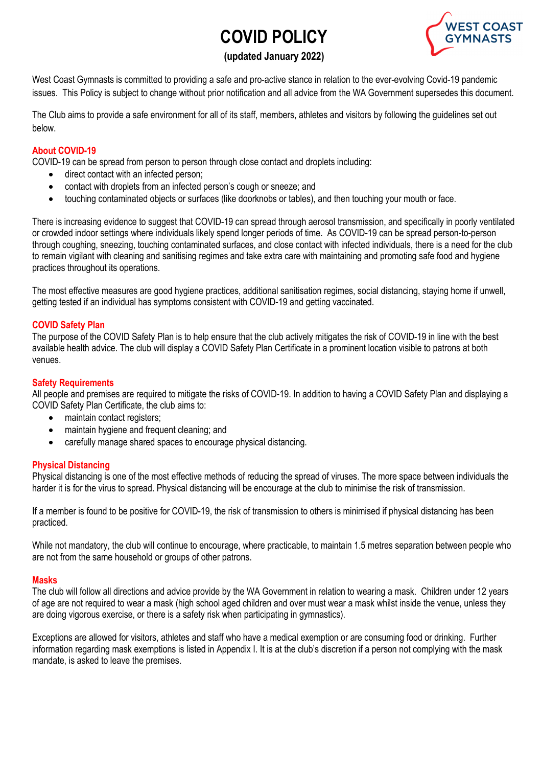# COVID POLICY

**(updated January 2022)**

West Coast Gymnasts is committed to providing a safe and pro-active stance in relation to the ever-evolving Covid-19 pandemic issues. This Policy is subject to change without prior notification and all advice from the WA Government supersedes this document.

The Club aims to provide a safe environment for all of its staff, members, athletes and visitors by following the guidelines set out below.

## About COVID-19

COVID-19 can be spread from person to person through close contact and droplets including:

- direct contact with an infected person;
- contact with droplets from an infected person's cough or sneeze; and
- touching contaminated objects or surfaces (like doorknobs or tables), and then touching your mouth or face.

There is increasing evidence to suggest that COVID-19 can spread through aerosol transmission, and specifically in poorly ventilated or crowded indoor settings where individuals likely spend longer periods of time. As COVID-19 can be spread person-to-person through coughing, sneezing, touching contaminated surfaces, and close contact with infected individuals, there is a need for the club to remain vigilant with cleaning and sanitising regimes and take extra care with maintaining and promoting safe food and hygiene practices throughout its operations.

The most effective measures are good hygiene practices, additional sanitisation regimes, social distancing, staying home if unwell, getting tested if an individual has symptoms consistent with COVID-19 and getting vaccinated.

## COVID Safety Plan

The purpose of the COVID Safety Plan is to help ensure that the club actively mitigates the risk of COVID-19 in line with the best available health advice. The club will display a COVID Safety Plan Certificate in a prominent location visible to patrons at both venues.

## Safety Requirements

All people and premises are required to mitigate the risks of COVID-19. In addition to having a COVID Safety Plan and displaying a COVID Safety Plan Certificate, the club aims to:

- maintain contact registers;
- maintain hygiene and frequent cleaning; and
- carefully manage shared spaces to encourage physical distancing.

## Physical Distancing

Physical distancing is one of the most effective methods of reducing the spread of viruses. The more space between individuals the harder it is for the virus to spread. Physical distancing will be encourage at the club to minimise the risk of transmission.

If a member is found to be positive for COVID-19, the risk of transmission to others is minimised if physical distancing has been practiced.

While not mandatory, the club will continue to encourage, where practicable, to maintain 1.5 metres separation between people who are not from the same household or groups of other patrons.

## Masks

The club will follow all directions and advice provide by the WA Government in relation to wearing a mask. Children under 12 years of age are not required to wear a mask (high school aged children and over must wear a mask whilst inside the venue, unless they are doing vigorous exercise, or there is a safety risk when participating in gymnastics).

Exceptions are allowed for visitors, athletes and staff who have a medical exemption or are consuming food or drinking. Further information regarding mask exemptions is listed in Appendix I. It is at the club's discretion if a person not complying with the mask mandate, is asked to leave the premises.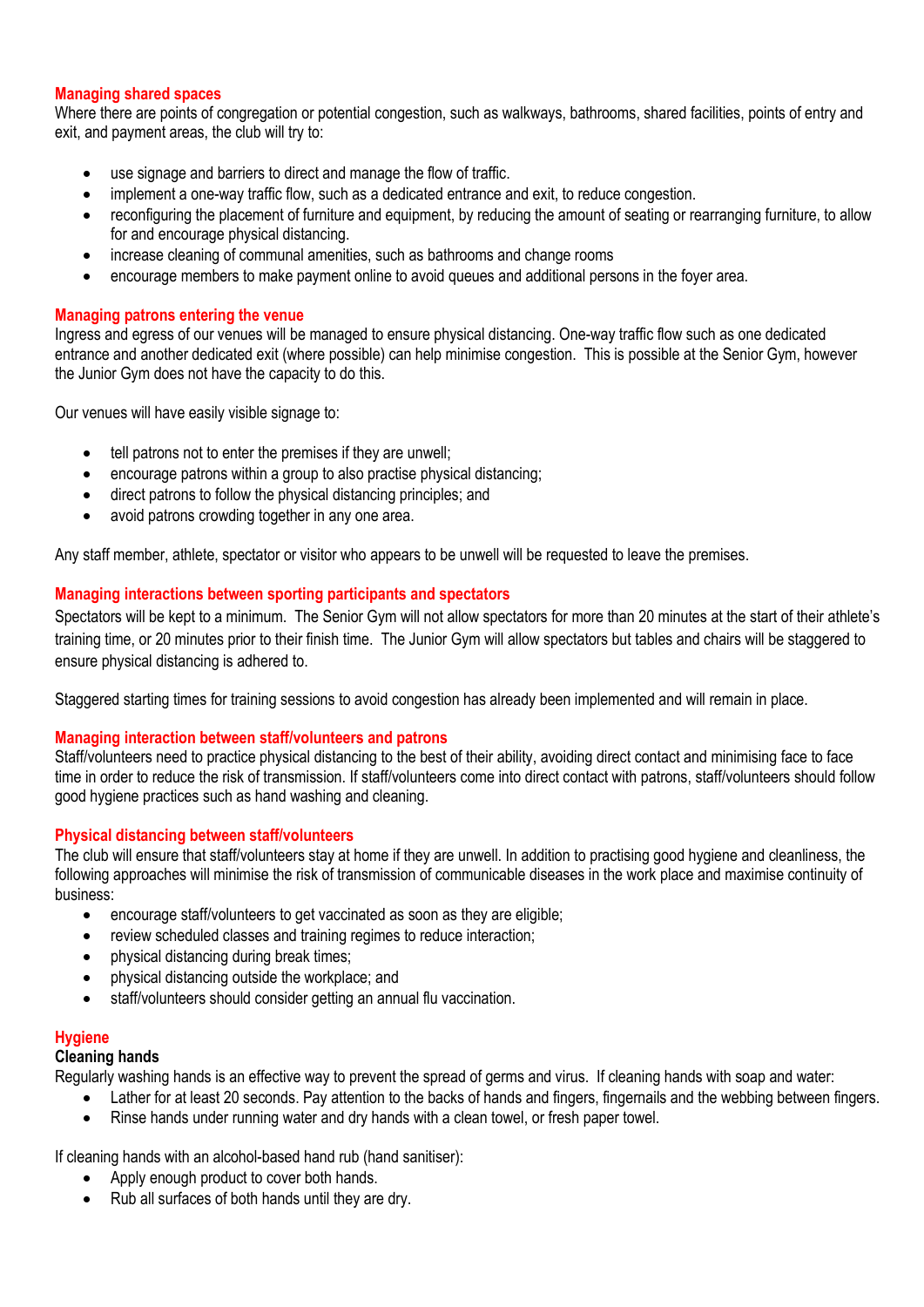## Managing shared spaces

Where there are points of congregation or potential congestion, such as walkways, bathrooms, shared facilities, points of entry and exit, and payment areas, the club will try to:

- use signage and barriers to direct and manage the flow of traffic.
- implement a one-way traffic flow, such as a dedicated entrance and exit, to reduce congestion.
- reconfiguring the placement of furniture and equipment, by reducing the amount of seating or rearranging furniture, to allow for and encourage physical distancing.
- increase cleaning of communal amenities, such as bathrooms and change rooms
- encourage members to make payment online to avoid queues and additional persons in the foyer area.

## Managing patrons entering the venue

Ingress and egress of our venues will be managed to ensure physical distancing. One-way traffic flow such as one dedicated entrance and another dedicated exit (where possible) can help minimise congestion. This is possible at the Senior Gym, however the Junior Gym does not have the capacity to do this.

Our venues will have easily visible signage to:

- tell patrons not to enter the premises if they are unwell;
- encourage patrons within a group to also practise physical distancing;
- direct patrons to follow the physical distancing principles; and
- avoid patrons crowding together in any one area.

Any staff member, athlete, spectator or visitor who appears to be unwell will be requested to leave the premises.

## Managing interactions between sporting participants and spectators

Spectators will be kept to a minimum. The Senior Gym will not allow spectators for more than 20 minutes at the start of their athlete's training time, or 20 minutes prior to their finish time. The Junior Gym will allow spectators but tables and chairs will be staggered to ensure physical distancing is adhered to.

Staggered starting times for training sessions to avoid congestion has already been implemented and will remain in place.

## Managing interaction between staff/volunteers and patrons

Staff/volunteers need to practice physical distancing to the best of their ability, avoiding direct contact and minimising face to face time in order to reduce the risk of transmission. If staff/volunteers come into direct contact with patrons, staff/volunteers should follow good hygiene practices such as hand washing and cleaning.

## Physical distancing between staff/volunteers

The club will ensure that staff/volunteers stay at home if they are unwell. In addition to practising good hygiene and cleanliness, the following approaches will minimise the risk of transmission of communicable diseases in the work place and maximise continuity of business:

- encourage staff/volunteers to get vaccinated as soon as they are eligible;
- review scheduled classes and training regimes to reduce interaction;
- physical distancing during break times;
- physical distancing outside the workplace; and
- staff/volunteers should consider getting an annual flu vaccination.

## Hygiene

### Cleaning hands

Regularly washing hands is an effective way to prevent the spread of germs and virus. If cleaning hands with soap and water:

- Lather for at least 20 seconds. Pay attention to the backs of hands and fingers, fingernails and the webbing between fingers.
- Rinse hands under running water and dry hands with a clean towel, or fresh paper towel.

If cleaning hands with an alcohol-based hand rub (hand sanitiser):

- Apply enough product to cover both hands.
- Rub all surfaces of both hands until they are dry.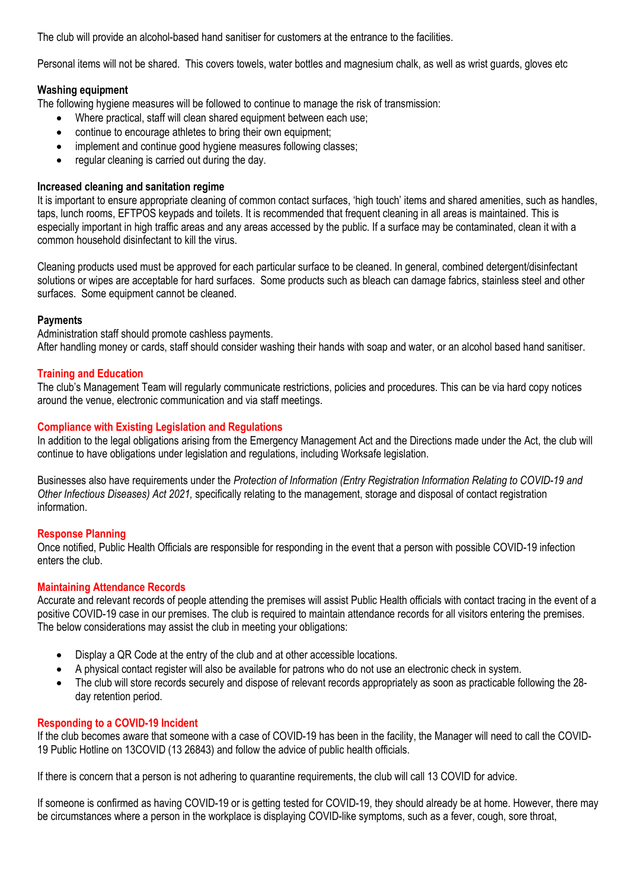The club will provide an alcohol-based hand sanitiser for customers at the entrance to the facilities.

Personal items will not be shared. This covers towels, water bottles and magnesium chalk, as well as wrist guards, gloves etc

**Washing equipment**

The following hygiene measures will be followed to continue to manage the risk of transmission:

- Where practical, staff will clean shared equipment between each use;
- continue to encourage athletes to bring their own equipment;
- implement and continue good hygiene measures following classes;
- regular cleaning is carried out during the day.

**Increased cleaning and sanitation regime**

It is important to ensure appropriate cleaning of common contact surfaces, 'high touch' items and shared amenities, such as handles, taps, lunch rooms, EFTPOS keypads and toilets. It is recommended that frequent cleaning in all areas is maintained. This is especially important in high traffic areas and any areas accessed by the public. If a surface may be contaminated, clean it with a common household disinfectant to kill the virus.

Cleaning products used must be approved for each particular surface to be cleaned. In general, combined detergent/disinfectant solutions or wipes are acceptable for hard surfaces. Some products such as bleach can damage fabrics, stainless steel and other surfaces. Some equipment cannot be cleaned.

**Payments**

Administration staff should promote cashless payments.
After handling money or cards, staff should consider washing their hands with soap and water, or an alcohol based hand sanitiser.

## Training and Education

The club's Management Team will regularly communicate restrictions, policies and procedures. This can be via hard copy notices around the venue, electronic communication and via staff meetings.

## Compliance with Existing Legislation and Regulations

In addition to the legal obligations arising from the Emergency Management Act and the Directions made under the Act, the club will continue to have obligations under legislation and regulations, including Worksafe legislation.

Businesses also have requirements under the *Protection of Information (Entry Registration Information Relating to COVID-19 and Other Infectious Diseases) Act 2021,* specifically relating to the management, storage and disposal of contact registration information.

## Response Planning

Once notified, Public Health Officials are responsible for responding in the event that a person with possible COVID-19 infection enters the club.

## Maintaining Attendance Records

Accurate and relevant records of people attending the premises will assist Public Health officials with contact tracing in the event of a positive COVID-19 case in our premises. The club is required to maintain attendance records for all visitors entering the premises. The below considerations may assist the club in meeting your obligations:

- Display a QR Code at the entry of the club and at other accessible locations.
- A physical contact register will also be available for patrons who do not use an electronic check in system.
- The club will store records securely and dispose of relevant records appropriately as soon as practicable following the 28-day retention period.

## Responding to a COVID-19 Incident

If the club becomes aware that someone with a case of COVID-19 has been in the facility, the Manager will need to call the COVID-19 Public Hotline on 13COVID (13 26843) and follow the advice of public health officials.

If there is concern that a person is not adhering to quarantine requirements, the club will call 13 COVID for advice.

If someone is confirmed as having COVID-19 or is getting tested for COVID-19, they should already be at home. However, there may be circumstances where a person in the workplace is displaying COVID-like symptoms, such as a fever, cough, sore throat,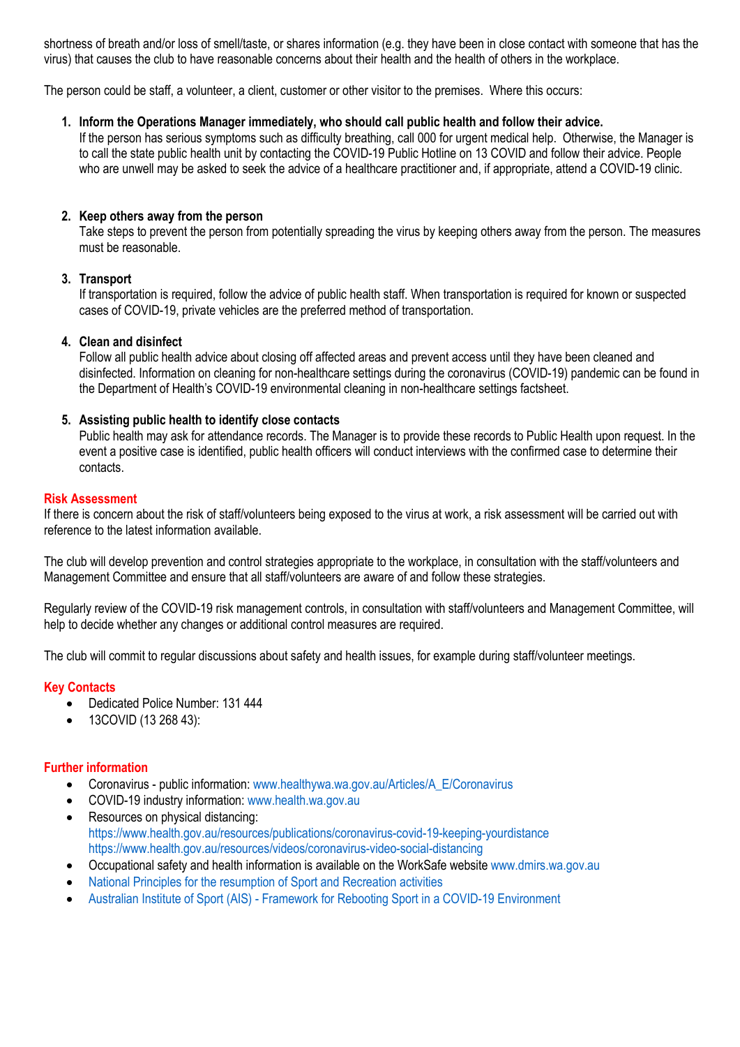shortness of breath and/or loss of smell/taste, or shares information (e.g. they have been in close contact with someone that has the virus) that causes the club to have reasonable concerns about their health and the health of others in the workplace.

The person could be staff, a volunteer, a client, customer or other visitor to the premises. Where this occurs:

1. **Inform the Operations Manager immediately, who should call public health and follow their advice.**
   If the person has serious symptoms such as difficulty breathing, call 000 for urgent medical help. Otherwise, the Manager is to call the state public health unit by contacting the COVID-19 Public Hotline on 13 COVID and follow their advice. People who are unwell may be asked to seek the advice of a healthcare practitioner and, if appropriate, attend a COVID-19 clinic.

2. **Keep others away from the person**
   Take steps to prevent the person from potentially spreading the virus by keeping others away from the person. The measures must be reasonable.

3. **Transport**
   If transportation is required, follow the advice of public health staff. When transportation is required for known or suspected cases of COVID-19, private vehicles are the preferred method of transportation.

4. **Clean and disinfect**
   Follow all public health advice about closing off affected areas and prevent access until they have been cleaned and disinfected. Information on cleaning for non-healthcare settings during the coronavirus (COVID-19) pandemic can be found in the Department of Health's COVID-19 environmental cleaning in non-healthcare settings factsheet.

5. **Assisting public health to identify close contacts**
   Public health may ask for attendance records. The Manager is to provide these records to Public Health upon request. In the event a positive case is identified, public health officers will conduct interviews with the confirmed case to determine their contacts.

## Risk Assessment

If there is concern about the risk of staff/volunteers being exposed to the virus at work, a risk assessment will be carried out with reference to the latest information available.

The club will develop prevention and control strategies appropriate to the workplace, in consultation with the staff/volunteers and Management Committee and ensure that all staff/volunteers are aware of and follow these strategies.

Regularly review of the COVID-19 risk management controls, in consultation with staff/volunteers and Management Committee, will help to decide whether any changes or additional control measures are required.

The club will commit to regular discussions about safety and health issues, for example during staff/volunteer meetings.

## Key Contacts

- Dedicated Police Number: 131 444
- 13COVID (13 268 43):

## Further information

- Coronavirus - public information: www.healthywa.wa.gov.au/Articles/A_E/Coronavirus
- COVID-19 industry information: www.health.wa.gov.au
- Resources on physical distancing:
  https://www.health.gov.au/resources/publications/coronavirus-covid-19-keeping-yourdistance
  https://www.health.gov.au/resources/videos/coronavirus-video-social-distancing
- Occupational safety and health information is available on the WorkSafe website www.dmirs.wa.gov.au
- National Principles for the resumption of Sport and Recreation activities
- Australian Institute of Sport (AIS) - Framework for Rebooting Sport in a COVID-19 Environment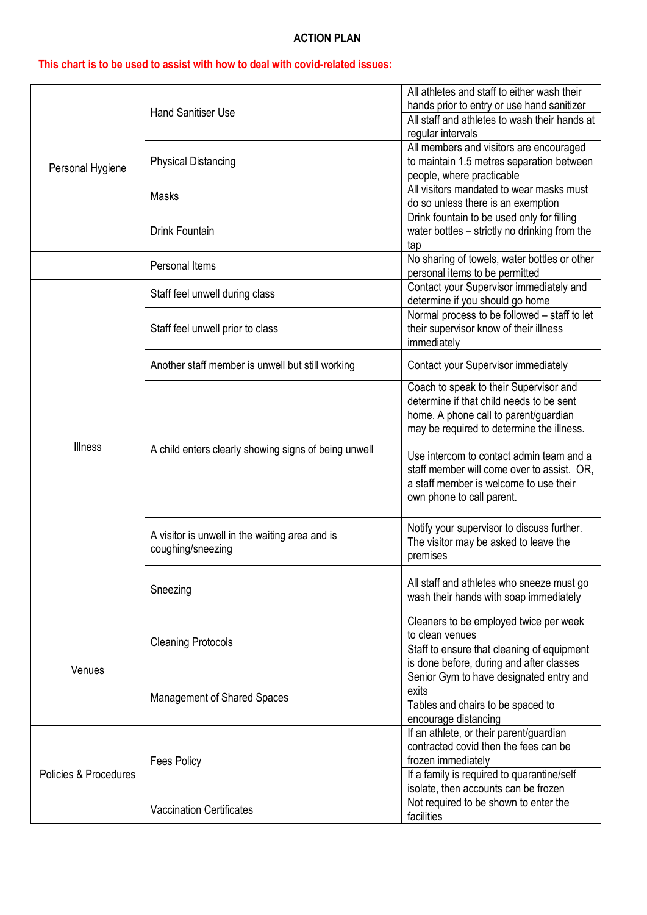**ACTION PLAN**

**This chart is to be used to assist with how to deal with covid-related issues:**

| | | |
|---|---|---|
| Personal Hygiene | Hand Sanitiser Use | All athletes and staff to either wash their hands prior to entry or use hand sanitizer |
| | | All staff and athletes to wash their hands at regular intervals |
| | Physical Distancing | All members and visitors are encouraged to maintain 1.5 metres separation between people, where practicable |
| | Masks | All visitors mandated to wear masks must do so unless there is an exemption |
| | Drink Fountain | Drink fountain to be used only for filling water bottles – strictly no drinking from the tap |
| | Personal Items | No sharing of towels, water bottles or other personal items to be permitted |
| Illness | Staff feel unwell during class | Contact your Supervisor immediately and determine if you should go home |
| | Staff feel unwell prior to class | Normal process to be followed – staff to let their supervisor know of their illness immediately |
| | Another staff member is unwell but still working | Contact your Supervisor immediately |
| | A child enters clearly showing signs of being unwell | Coach to speak to their Supervisor and determine if that child needs to be sent home. A phone call to parent/guardian may be required to determine the illness.<br><br>Use intercom to contact admin team and a staff member will come over to assist. OR, a staff member is welcome to use their own phone to call parent. |
| | A visitor is unwell in the waiting area and is coughing/sneezing | Notify your supervisor to discuss further. The visitor may be asked to leave the premises |
| | Sneezing | All staff and athletes who sneeze must go wash their hands with soap immediately |
| Venues | Cleaning Protocols | Cleaners to be employed twice per week to clean venues |
| | | Staff to ensure that cleaning of equipment is done before, during and after classes |
| | Management of Shared Spaces | Senior Gym to have designated entry and exits |
| | | Tables and chairs to be spaced to encourage distancing |
| Policies & Procedures | Fees Policy | If an athlete, or their parent/guardian contracted covid then the fees can be frozen immediately |
| | | If a family is required to quarantine/self isolate, then accounts can be frozen |
| | Vaccination Certificates | Not required to be shown to enter the facilities |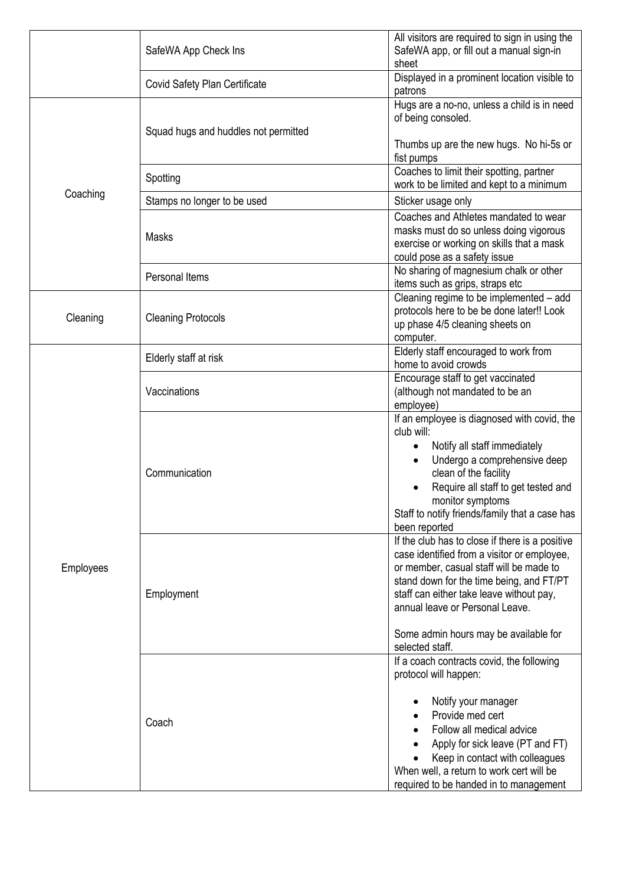| | | |
|---|---|---|
| | SafeWA App Check Ins | All visitors are required to sign in using the SafeWA app, or fill out a manual sign-in sheet |
| | Covid Safety Plan Certificate | Displayed in a prominent location visible to patrons |
| Coaching | Squad hugs and huddles not permitted | Hugs are a no-no, unless a child is in need of being consoled.<br><br>Thumbs up are the new hugs. No hi-5s or fist pumps |
| | Spotting | Coaches to limit their spotting, partner work to be limited and kept to a minimum |
| | Stamps no longer to be used | Sticker usage only |
| | Masks | Coaches and Athletes mandated to wear masks must do so unless doing vigorous exercise or working on skills that a mask could pose as a safety issue |
| | Personal Items | No sharing of magnesium chalk or other items such as grips, straps etc |
| Cleaning | Cleaning Protocols | Cleaning regime to be implemented – add protocols here to be be done later!! Look up phase 4/5 cleaning sheets on computer. |
| Employees | Elderly staff at risk | Elderly staff encouraged to work from home to avoid crowds |
| | Vaccinations | Encourage staff to get vaccinated (although not mandated to be an employee) |
| | Communication | If an employee is diagnosed with covid, the club will:<br>• Notify all staff immediately<br>• Undergo a comprehensive deep clean of the facility<br>• Require all staff to get tested and monitor symptoms<br>Staff to notify friends/family that a case has been reported |
| | Employment | If the club has to close if there is a positive case identified from a visitor or employee, or member, casual staff will be made to stand down for the time being, and FT/PT staff can either take leave without pay, annual leave or Personal Leave.<br><br>Some admin hours may be available for selected staff. |
| | Coach | If a coach contracts covid, the following protocol will happen:<br><br>• Notify your manager<br>• Provide med cert<br>• Follow all medical advice<br>• Apply for sick leave (PT and FT)<br>• Keep in contact with colleagues<br>When well, a return to work cert will be required to be handed in to management |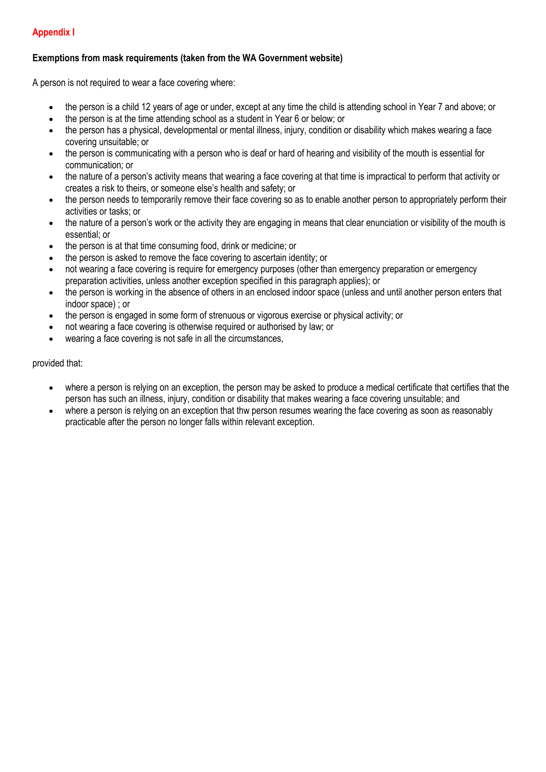# Appendix I

**Exemptions from mask requirements (taken from the WA Government website)**

A person is not required to wear a face covering where:

- the person is a child 12 years of age or under, except at any time the child is attending school in Year 7 and above; or
- the person is at the time attending school as a student in Year 6 or below; or
- the person has a physical, developmental or mental illness, injury, condition or disability which makes wearing a face covering unsuitable; or
- the person is communicating with a person who is deaf or hard of hearing and visibility of the mouth is essential for communication; or
- the nature of a person's activity means that wearing a face covering at that time is impractical to perform that activity or creates a risk to theirs, or someone else's health and safety; or
- the person needs to temporarily remove their face covering so as to enable another person to appropriately perform their activities or tasks; or
- the nature of a person's work or the activity they are engaging in means that clear enunciation or visibility of the mouth is essential; or
- the person is at that time consuming food, drink or medicine; or
- the person is asked to remove the face covering to ascertain identity; or
- not wearing a face covering is require for emergency purposes (other than emergency preparation or emergency preparation activities, unless another exception specified in this paragraph applies); or
- the person is working in the absence of others in an enclosed indoor space (unless and until another person enters that indoor space) ; or
- the person is engaged in some form of strenuous or vigorous exercise or physical activity; or
- not wearing a face covering is otherwise required or authorised by law; or
- wearing a face covering is not safe in all the circumstances,

provided that:

- where a person is relying on an exception, the person may be asked to produce a medical certificate that certifies that the person has such an illness, injury, condition or disability that makes wearing a face covering unsuitable; and
- where a person is relying on an exception that thw person resumes wearing the face covering as soon as reasonably practicable after the person no longer falls within relevant exception.